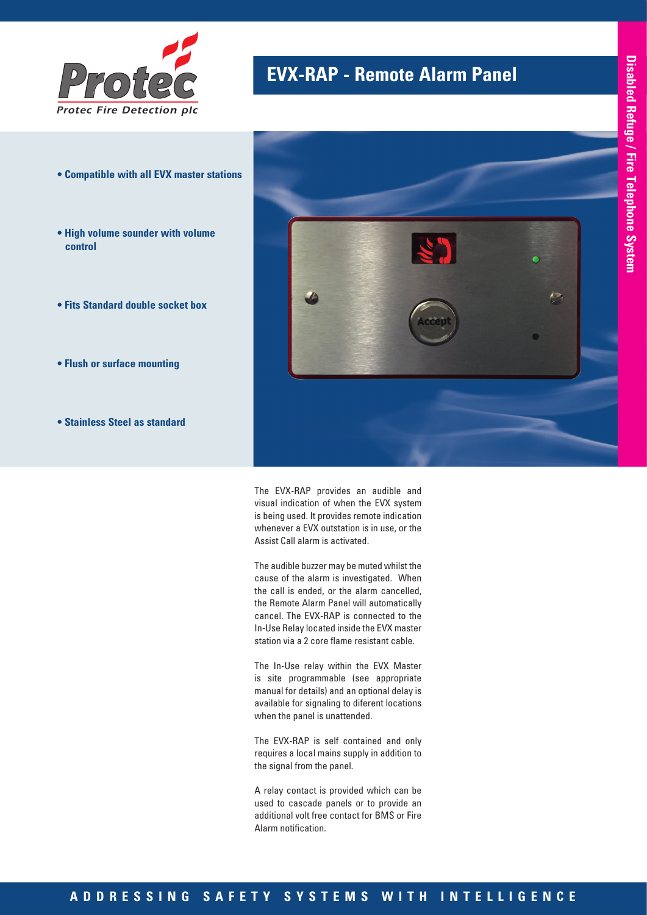Protec

Protec Fire Detection plc

# EVX-RAP - Remote Alarm Panel

Disabled Refuge / Fire Telephone System

- **Compatible with all EVX master stations**
- **High volume sounder with volume control**
- **Fits Standard double socket box**
- **Flush or surface mounting**
- **Stainless Steel as standard**

The EVX-RAP provides an audible and visual indication of when the EVX system is being used. It provides remote indication whenever a EVX outstation is in use, or the Assist Call alarm is activated.

The audible buzzer may be muted whilst the cause of the alarm is investigated. When the call is ended, or the alarm cancelled, the Remote Alarm Panel will automatically cancel. The EVX-RAP is connected to the In-Use Relay located inside the EVX master station via a 2 core flame resistant cable.

The In-Use relay within the EVX Master is site programmable (see appropriate manual for details) and an optional delay is available for signaling to diferent locations when the panel is unattended.

The EVX-RAP is self contained and only requires a local mains supply in addition to the signal from the panel.

A relay contact is provided which can be used to cascade panels or to provide an additional volt free contact for BMS or Fire Alarm notification.

ADDRESSING SAFETY SYSTEMS WITH INTELLIGENCE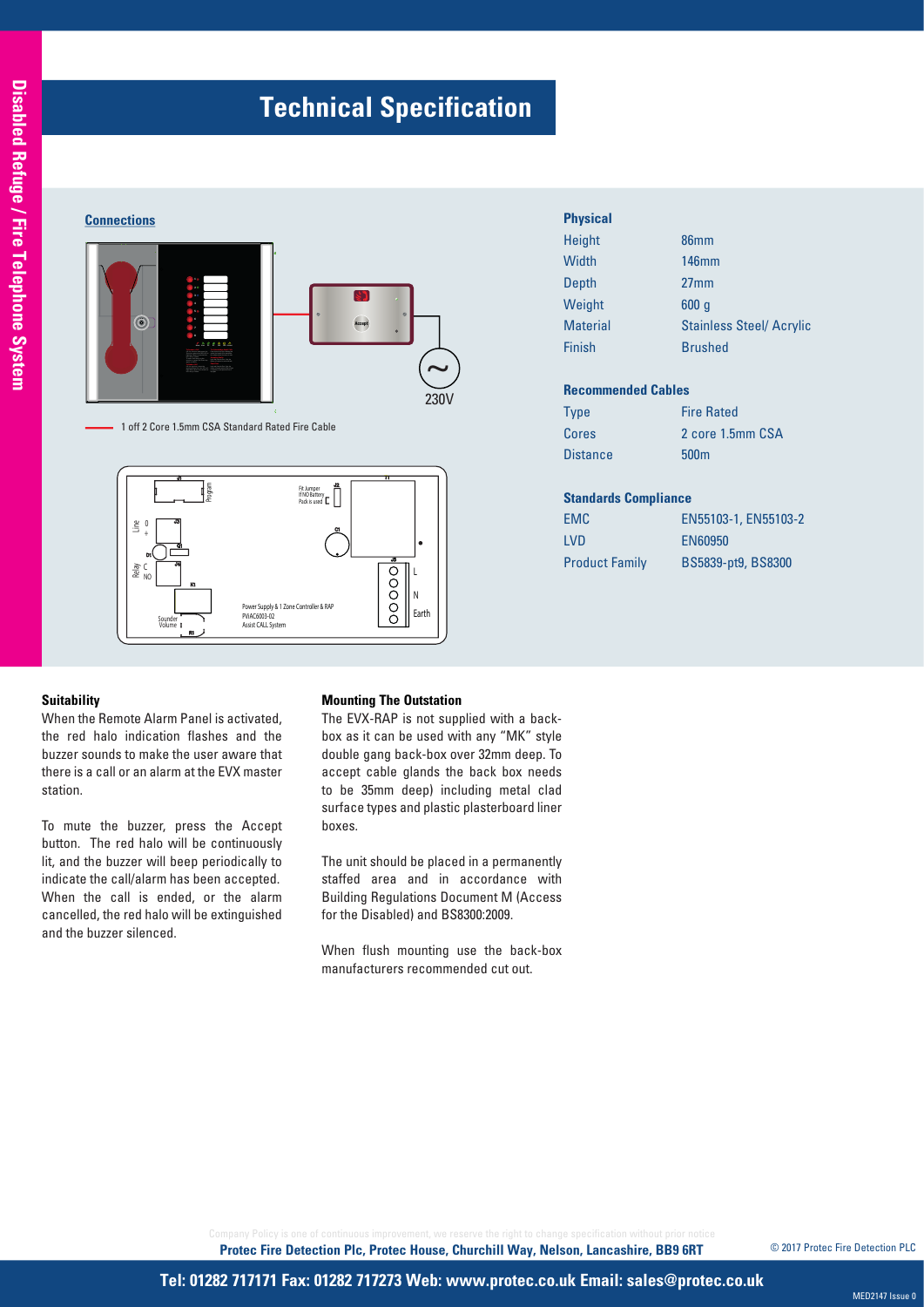# Technical Specification

## Connections

1 off 2 Core 1.5mm CSA Standard Rated Fire Cable

230V

### Physical

| | |
|---|---|
| Height | 86mm |
| Width | 146mm |
| Depth | 27mm |
| Weight | 600 g |
| Material | Stainless Steel/ Acrylic |
| Finish | Brushed |

### Recommended Cables

| | |
|---|---|
| Type | Fire Rated |
| Cores | 2 core 1.5mm CSA |
| Distance | 500m |

### Standards Compliance

| | |
|---|---|
| EMC | EN55103-1, EN55103-2 |
| LVD | EN60950 |
| Product Family | BS5839-pt9, BS8300 |

**Suitability**

When the Remote Alarm Panel is activated, the red halo indication flashes and the buzzer sounds to make the user aware that there is a call or an alarm at the EVX master station.

To mute the buzzer, press the Accept button. The red halo will be continuously lit, and the buzzer will beep periodically to indicate the call/alarm has been accepted. When the call is ended, or the alarm cancelled, the red halo will be extinguished and the buzzer silenced.

**Mounting The Outstation**

The EVX-RAP is not supplied with a back-box as it can be used with any "MK" style double gang back-box over 32mm deep. To accept cable glands the back box needs to be 35mm deep) including metal clad surface types and plastic plasterboard liner boxes.

The unit should be placed in a permanently staffed area and in accordance with Building Regulations Document M (Access for the Disabled) and BS8300:2009.

When flush mounting use the back-box manufacturers recommended cut out.

Company Policy is one of continuous improvement, we reserve the right to change specification without prior notice

**Protec Fire Detection Plc, Protec House, Churchill Way, Nelson, Lancashire, BB9 6RT**

© 2017 Protec Fire Detection PLC

**Tel: 01282 717171 Fax: 01282 717273 Web: www.protec.co.uk Email: sales@protec.co.uk**

MED2147 Issue 0